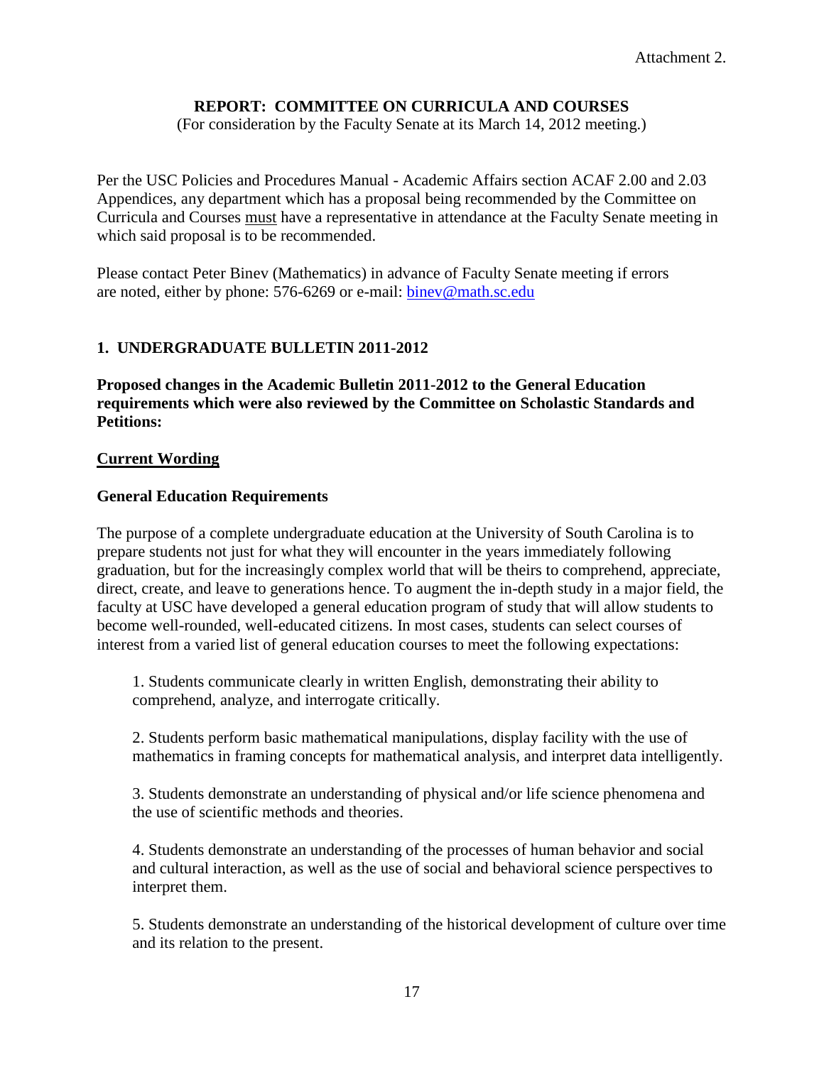Attachment 2.

# REPORT: COMMITTEE ON CURRICULA AND COURSES

(For consideration by the Faculty Senate at its March 14, 2012 meeting.)

Per the USC Policies and Procedures Manual - Academic Affairs section ACAF 2.00 and 2.03 Appendices, any department which has a proposal being recommended by the Committee on Curricula and Courses must have a representative in attendance at the Faculty Senate meeting in which said proposal is to be recommended.

Please contact Peter Binev (Mathematics) in advance of Faculty Senate meeting if errors are noted, either by phone: 576-6269 or e-mail: binev@math.sc.edu

## 1. UNDERGRADUATE BULLETIN 2011-2012

**Proposed changes in the Academic Bulletin 2011-2012 to the General Education requirements which were also reviewed by the Committee on Scholastic Standards and Petitions:**

**Current Wording**

**General Education Requirements**

The purpose of a complete undergraduate education at the University of South Carolina is to prepare students not just for what they will encounter in the years immediately following graduation, but for the increasingly complex world that will be theirs to comprehend, appreciate, direct, create, and leave to generations hence. To augment the in-depth study in a major field, the faculty at USC have developed a general education program of study that will allow students to become well-rounded, well-educated citizens. In most cases, students can select courses of interest from a varied list of general education courses to meet the following expectations:

1. Students communicate clearly in written English, demonstrating their ability to comprehend, analyze, and interrogate critically.

2. Students perform basic mathematical manipulations, display facility with the use of mathematics in framing concepts for mathematical analysis, and interpret data intelligently.

3. Students demonstrate an understanding of physical and/or life science phenomena and the use of scientific methods and theories.

4. Students demonstrate an understanding of the processes of human behavior and social and cultural interaction, as well as the use of social and behavioral science perspectives to interpret them.

5. Students demonstrate an understanding of the historical development of culture over time and its relation to the present.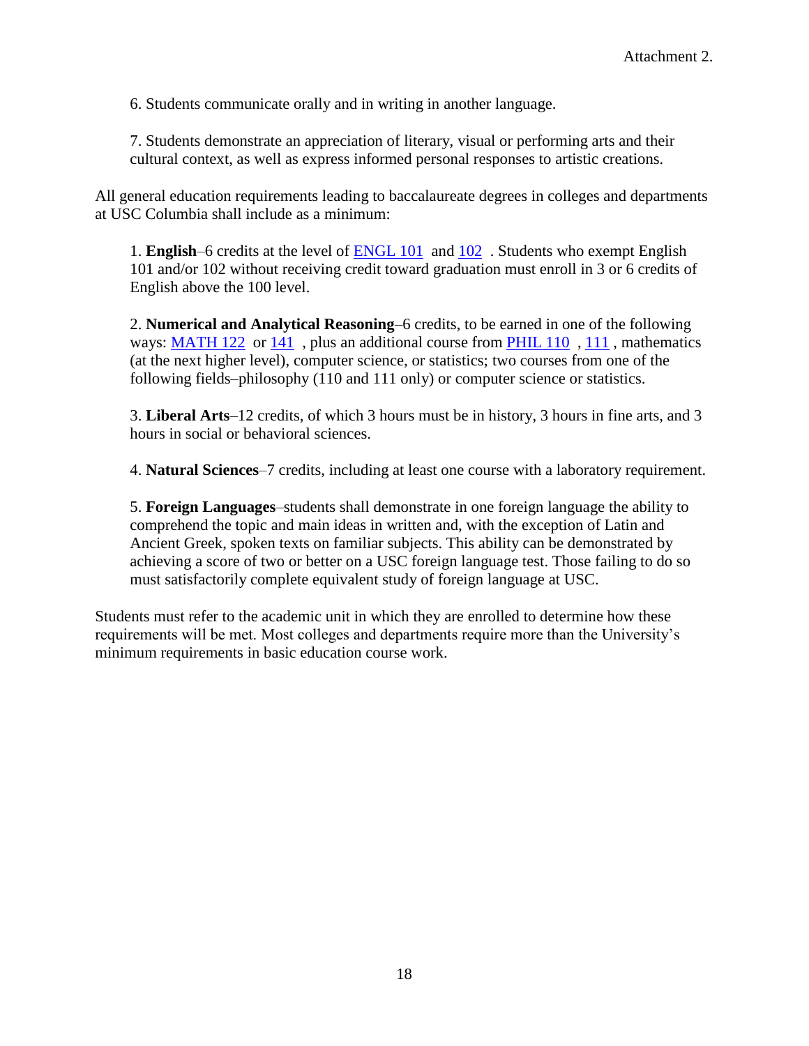Attachment 2.

6. Students communicate orally and in writing in another language.

7. Students demonstrate an appreciation of literary, visual or performing arts and their cultural context, as well as express informed personal responses to artistic creations.

All general education requirements leading to baccalaureate degrees in colleges and departments at USC Columbia shall include as a minimum:

1. **English**–6 credits at the level of ENGL 101 and 102 . Students who exempt English 101 and/or 102 without receiving credit toward graduation must enroll in 3 or 6 credits of English above the 100 level.

2. **Numerical and Analytical Reasoning**–6 credits, to be earned in one of the following ways: MATH 122 or 141 , plus an additional course from PHIL 110 , 111 , mathematics (at the next higher level), computer science, or statistics; two courses from one of the following fields–philosophy (110 and 111 only) or computer science or statistics.

3. **Liberal Arts**–12 credits, of which 3 hours must be in history, 3 hours in fine arts, and 3 hours in social or behavioral sciences.

4. **Natural Sciences**–7 credits, including at least one course with a laboratory requirement.

5. **Foreign Languages**–students shall demonstrate in one foreign language the ability to comprehend the topic and main ideas in written and, with the exception of Latin and Ancient Greek, spoken texts on familiar subjects. This ability can be demonstrated by achieving a score of two or better on a USC foreign language test. Those failing to do so must satisfactorily complete equivalent study of foreign language at USC.

Students must refer to the academic unit in which they are enrolled to determine how these requirements will be met. Most colleges and departments require more than the University's minimum requirements in basic education course work.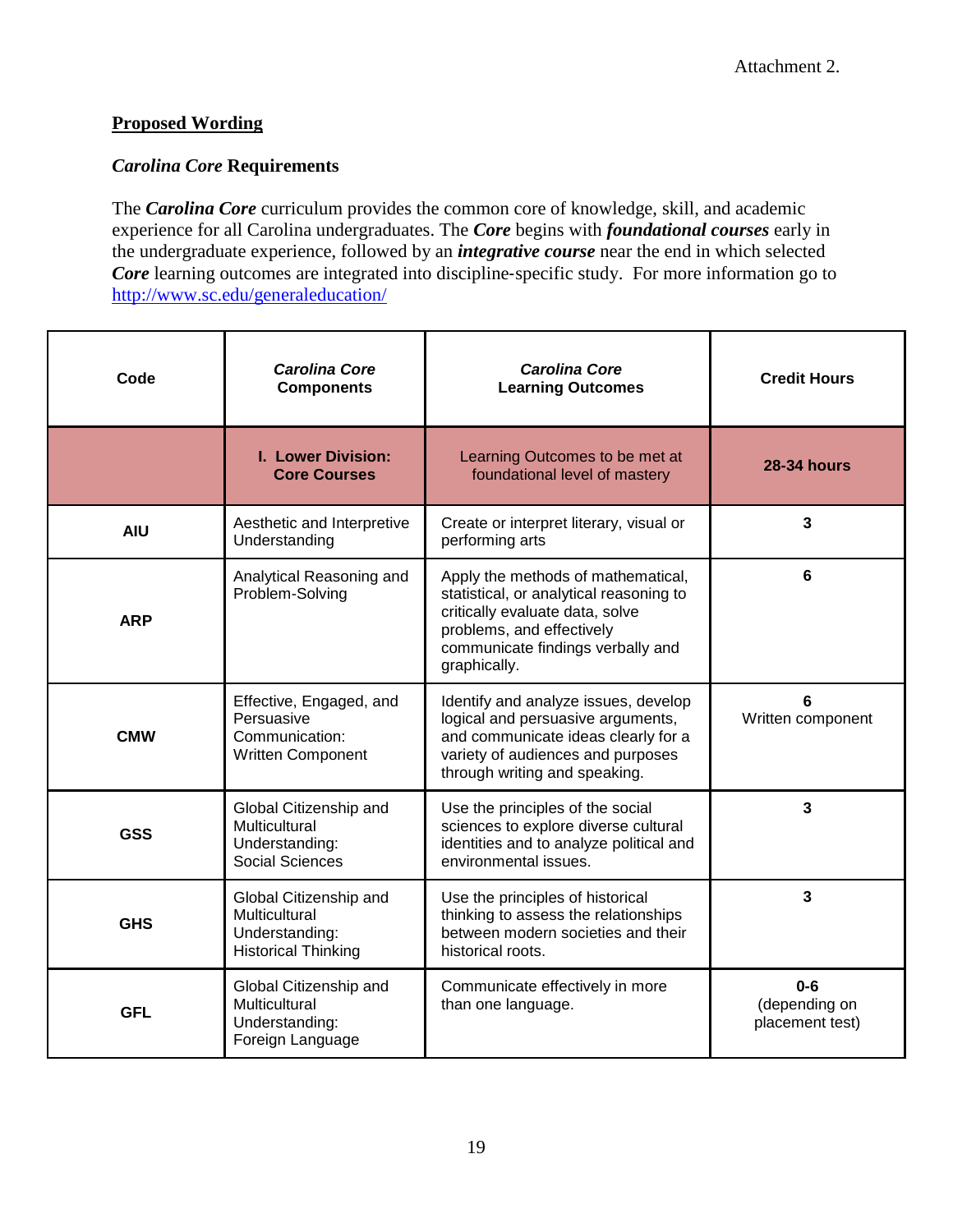Attachment 2.

**Proposed Wording**

### *Carolina Core* Requirements

The ***Carolina Core*** curriculum provides the common core of knowledge, skill, and academic experience for all Carolina undergraduates. The ***Core*** begins with ***foundational courses*** early in the undergraduate experience, followed by an ***integrative course*** near the end in which selected ***Core*** learning outcomes are integrated into discipline-specific study. For more information go to [http://www.sc.edu/generaleducation/](http://www.sc.edu/generaleducation/)

| Code | ***Carolina Core* Components** | ***Carolina Core* Learning Outcomes** | **Credit Hours** |
|---|---|---|---|
| | **I. Lower Division: Core Courses** | Learning Outcomes to be met at foundational level of mastery | **28-34 hours** |
| **AIU** | Aesthetic and Interpretive Understanding | Create or interpret literary, visual or performing arts | **3** |
| **ARP** | Analytical Reasoning and Problem-Solving | Apply the methods of mathematical, statistical, or analytical reasoning to critically evaluate data, solve problems, and effectively communicate findings verbally and graphically. | **6** |
| **CMW** | Effective, Engaged, and Persuasive Communication: Written Component | Identify and analyze issues, develop logical and persuasive arguments, and communicate ideas clearly for a variety of audiences and purposes through writing and speaking. | **6** Written component |
| **GSS** | Global Citizenship and Multicultural Understanding: Social Sciences | Use the principles of the social sciences to explore diverse cultural identities and to analyze political and environmental issues. | **3** |
| **GHS** | Global Citizenship and Multicultural Understanding: Historical Thinking | Use the principles of historical thinking to assess the relationships between modern societies and their historical roots. | **3** |
| **GFL** | Global Citizenship and Multicultural Understanding: Foreign Language | Communicate effectively in more than one language. | **0-6** (depending on placement test) |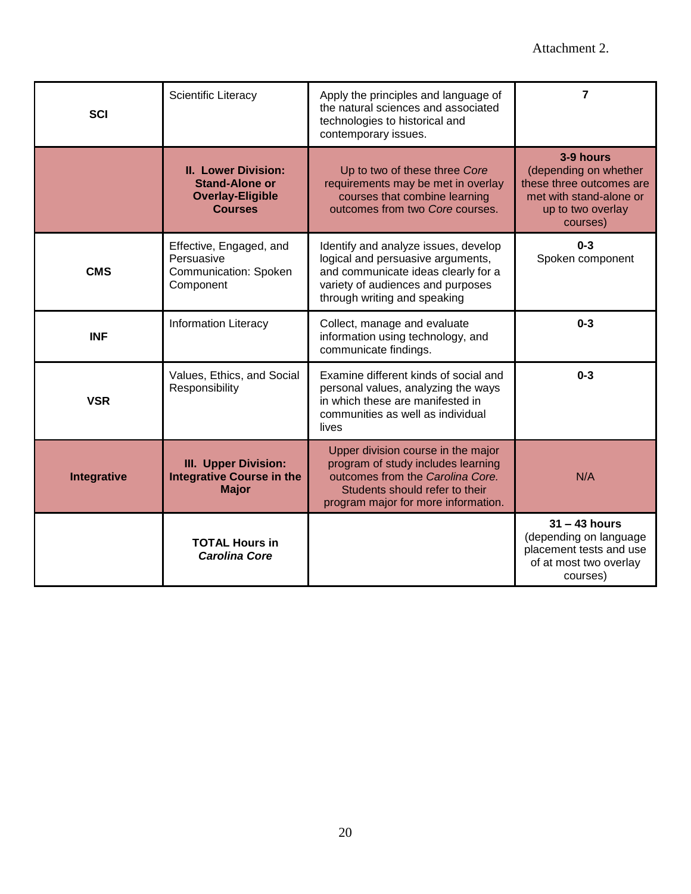Attachment 2.

| | | | |
|---|---|---|---|
| **SCI** | Scientific Literacy | Apply the principles and language of the natural sciences and associated technologies to historical and contemporary issues. | **7** |
| | **II. Lower Division: Stand-Alone or Overlay-Eligible Courses** | Up to two of these three *Core* requirements may be met in overlay courses that combine learning outcomes from two *Core* courses. | **3-9 hours** (depending on whether these three outcomes are met with stand-alone or up to two overlay courses) |
| **CMS** | Effective, Engaged, and Persuasive Communication: Spoken Component | Identify and analyze issues, develop logical and persuasive arguments, and communicate ideas clearly for a variety of audiences and purposes through writing and speaking | **0-3** Spoken component |
| **INF** | Information Literacy | Collect, manage and evaluate information using technology, and communicate findings. | **0-3** |
| **VSR** | Values, Ethics, and Social Responsibility | Examine different kinds of social and personal values, analyzing the ways in which these are manifested in communities as well as individual lives | **0-3** |
| **Integrative** | **III. Upper Division: Integrative Course in the Major** | Upper division course in the major program of study includes learning outcomes from the *Carolina Core.* Students should refer to their program major for more information. | N/A |
| | **TOTAL Hours in *Carolina Core*** | | **31 – 43 hours** (depending on language placement tests and use of at most two overlay courses) |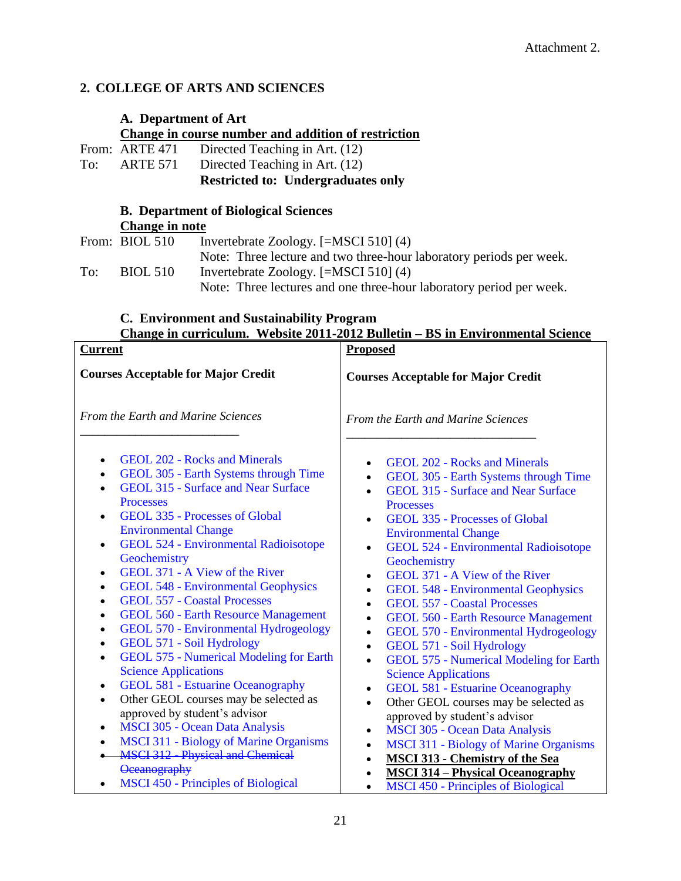Attachment 2.

## 2. COLLEGE OF ARTS AND SCIENCES

### A. Department of Art

**Change in course number and addition of restriction**

From: ARTE 471 Directed Teaching in Art. (12)
To: ARTE 571 Directed Teaching in Art. (12)
**Restricted to: Undergraduates only**

### B. Department of Biological Sciences

**Change in note**

From: BIOL 510 Invertebrate Zoology. [=MSCI 510] (4)
Note: Three lecture and two three-hour laboratory periods per week.
To: BIOL 510 Invertebrate Zoology. [=MSCI 510] (4)
Note: Three lectures and one three-hour laboratory period per week.

### C. Environment and Sustainability Program

**Change in curriculum. Website 2011-2012 Bulletin – BS in Environmental Science**

| **Current** | **Proposed** |
|---|---|
| **Courses Acceptable for Major Credit** | **Courses Acceptable for Major Credit** |
| *From the Earth and Marine Sciences* | *From the Earth and Marine Sciences* |
| • GEOL 202 - Rocks and Minerals<br>• GEOL 305 - Earth Systems through Time<br>• GEOL 315 - Surface and Near Surface Processes<br>• GEOL 335 - Processes of Global Environmental Change<br>• GEOL 524 - Environmental Radioisotope Geochemistry<br>• GEOL 371 - A View of the River<br>• GEOL 548 - Environmental Geophysics<br>• GEOL 557 - Coastal Processes<br>• GEOL 560 - Earth Resource Management<br>• GEOL 570 - Environmental Hydrogeology<br>• GEOL 571 - Soil Hydrology<br>• GEOL 575 - Numerical Modeling for Earth Science Applications<br>• GEOL 581 - Estuarine Oceanography<br>• Other GEOL courses may be selected as approved by student's advisor<br>• MSCI 305 - Ocean Data Analysis<br>• MSCI 311 - Biology of Marine Organisms<br>• ~~MSCI 312 - Physical and Chemical Oceanography~~<br>• MSCI 450 - Principles of Biological | • GEOL 202 - Rocks and Minerals<br>• GEOL 305 - Earth Systems through Time<br>• GEOL 315 - Surface and Near Surface Processes<br>• GEOL 335 - Processes of Global Environmental Change<br>• GEOL 524 - Environmental Radioisotope Geochemistry<br>• GEOL 371 - A View of the River<br>• GEOL 548 - Environmental Geophysics<br>• GEOL 557 - Coastal Processes<br>• GEOL 560 - Earth Resource Management<br>• GEOL 570 - Environmental Hydrogeology<br>• GEOL 571 - Soil Hydrology<br>• GEOL 575 - Numerical Modeling for Earth Science Applications<br>• GEOL 581 - Estuarine Oceanography<br>• Other GEOL courses may be selected as approved by student's advisor<br>• MSCI 305 - Ocean Data Analysis<br>• MSCI 311 - Biology of Marine Organisms<br>• **MSCI 313 - Chemistry of the Sea**<br>• **MSCI 314 – Physical Oceanography**<br>• MSCI 450 - Principles of Biological |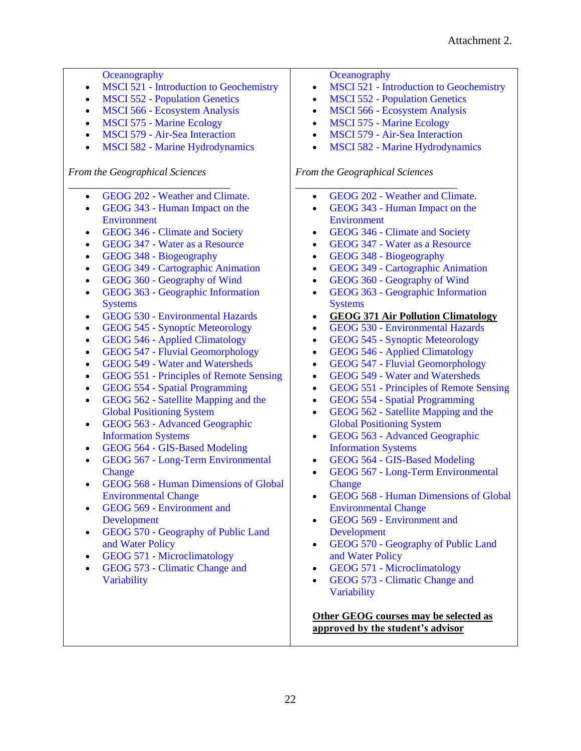Attachment 2.

| | |
|---|---|
| Oceanography<br>• MSCI 521 - Introduction to Geochemistry<br>• MSCI 552 - Population Genetics<br>• MSCI 566 - Ecosystem Analysis<br>• MSCI 575 - Marine Ecology<br>• MSCI 579 - Air-Sea Interaction<br>• MSCI 582 - Marine Hydrodynamics<br><br>*From the Geographical Sciences*<br>_______________________________<br>• GEOG 202 - Weather and Climate.<br>• GEOG 343 - Human Impact on the Environment<br>• GEOG 346 - Climate and Society<br>• GEOG 347 - Water as a Resource<br>• GEOG 348 - Biogeography<br>• GEOG 349 - Cartographic Animation<br>• GEOG 360 - Geography of Wind<br>• GEOG 363 - Geographic Information Systems<br>• GEOG 530 - Environmental Hazards<br>• GEOG 545 - Synoptic Meteorology<br>• GEOG 546 - Applied Climatology<br>• GEOG 547 - Fluvial Geomorphology<br>• GEOG 549 - Water and Watersheds<br>• GEOG 551 - Principles of Remote Sensing<br>• GEOG 554 - Spatial Programming<br>• GEOG 562 - Satellite Mapping and the Global Positioning System<br>• GEOG 563 - Advanced Geographic Information Systems<br>• GEOG 564 - GIS-Based Modeling<br>• GEOG 567 - Long-Term Environmental Change<br>• GEOG 568 - Human Dimensions of Global Environmental Change<br>• GEOG 569 - Environment and Development<br>• GEOG 570 - Geography of Public Land and Water Policy<br>• GEOG 571 - Microclimatology<br>• GEOG 573 - Climatic Change and Variability | Oceanography<br>• MSCI 521 - Introduction to Geochemistry<br>• MSCI 552 - Population Genetics<br>• MSCI 566 - Ecosystem Analysis<br>• MSCI 575 - Marine Ecology<br>• MSCI 579 - Air-Sea Interaction<br>• MSCI 582 - Marine Hydrodynamics<br><br>*From the Geographical Sciences*<br>_______________________________<br>• GEOG 202 - Weather and Climate.<br>• GEOG 343 - Human Impact on the Environment<br>• GEOG 346 - Climate and Society<br>• GEOG 347 - Water as a Resource<br>• GEOG 348 - Biogeography<br>• GEOG 349 - Cartographic Animation<br>• GEOG 360 - Geography of Wind<br>• GEOG 363 - Geographic Information Systems<br>• **<u>GEOG 371 Air Pollution Climatology</u>**<br>• GEOG 530 - Environmental Hazards<br>• GEOG 545 - Synoptic Meteorology<br>• GEOG 546 - Applied Climatology<br>• GEOG 547 - Fluvial Geomorphology<br>• GEOG 549 - Water and Watersheds<br>• GEOG 551 - Principles of Remote Sensing<br>• GEOG 554 - Spatial Programming<br>• GEOG 562 - Satellite Mapping and the Global Positioning System<br>• GEOG 563 - Advanced Geographic Information Systems<br>• GEOG 564 - GIS-Based Modeling<br>• GEOG 567 - Long-Term Environmental Change<br>• GEOG 568 - Human Dimensions of Global Environmental Change<br>• GEOG 569 - Environment and Development<br>• GEOG 570 - Geography of Public Land and Water Policy<br>• GEOG 571 - Microclimatology<br>• GEOG 573 - Climatic Change and Variability<br><br>**<u>Other GEOG courses may be selected as approved by the student's advisor</u>** |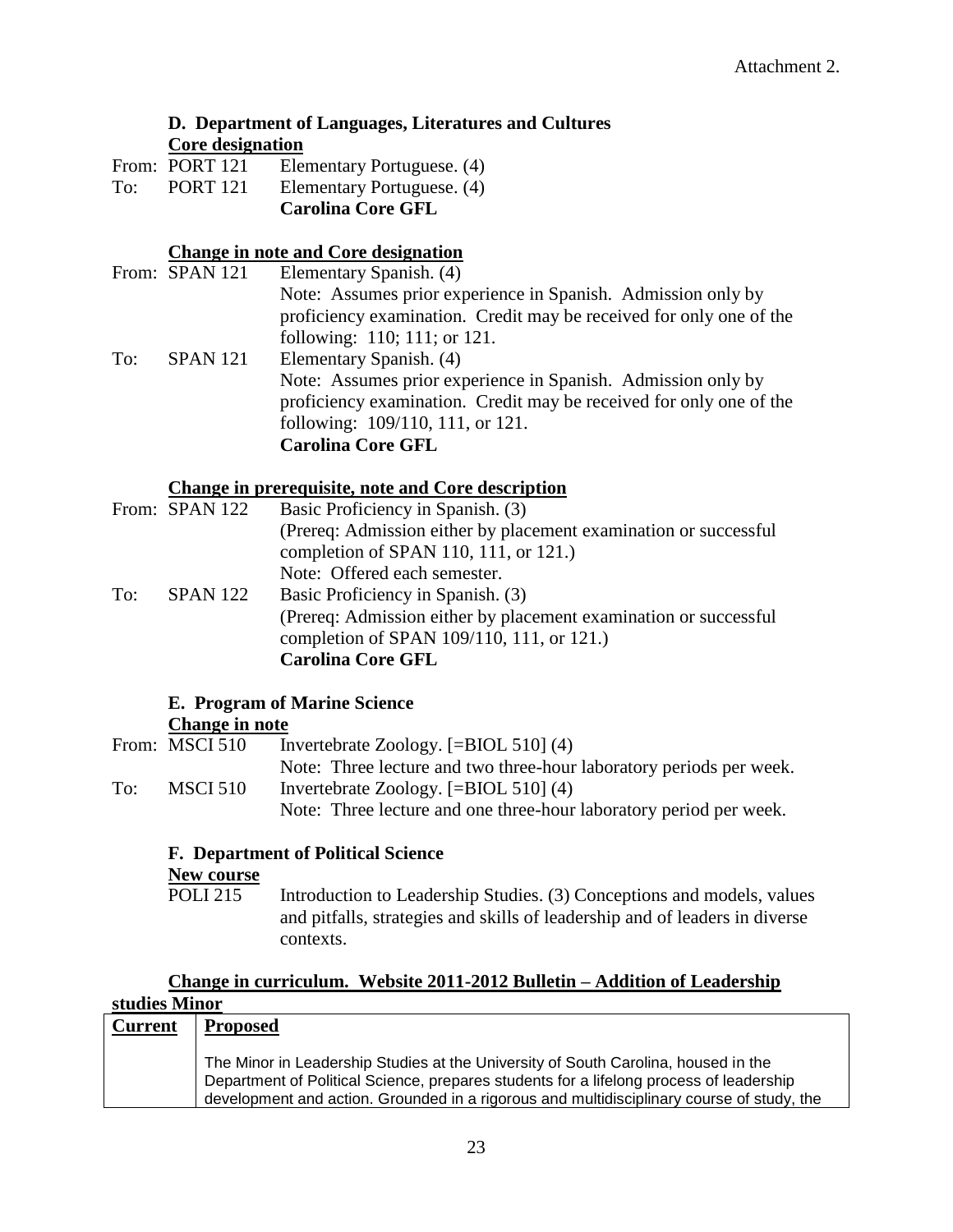Attachment 2.

### D. Department of Languages, Literatures and Cultures

**Core designation**

From: PORT 121 Elementary Portuguese. (4)
To: PORT 121 Elementary Portuguese. (4)
**Carolina Core GFL**

**Change in note and Core designation**

From: SPAN 121 Elementary Spanish. (4)
Note: Assumes prior experience in Spanish. Admission only by proficiency examination. Credit may be received for only one of the following: 110; 111; or 121.

To: SPAN 121 Elementary Spanish. (4)
Note: Assumes prior experience in Spanish. Admission only by proficiency examination. Credit may be received for only one of the following: 109/110, 111, or 121.
**Carolina Core GFL**

**Change in prerequisite, note and Core description**

From: SPAN 122 Basic Proficiency in Spanish. (3)
(Prereq: Admission either by placement examination or successful completion of SPAN 110, 111, or 121.)
Note: Offered each semester.

To: SPAN 122 Basic Proficiency in Spanish. (3)
(Prereq: Admission either by placement examination or successful completion of SPAN 109/110, 111, or 121.)
**Carolina Core GFL**

### E. Program of Marine Science

**Change in note**

From: MSCI 510 Invertebrate Zoology. [=BIOL 510] (4)
Note: Three lecture and two three-hour laboratory periods per week.

To: MSCI 510 Invertebrate Zoology. [=BIOL 510] (4)
Note: Three lecture and one three-hour laboratory period per week.

### F. Department of Political Science

**New course**

POLI 215 Introduction to Leadership Studies. (3) Conceptions and models, values and pitfalls, strategies and skills of leadership and of leaders in diverse contexts.

**Change in curriculum. Website 2011-2012 Bulletin – Addition of Leadership studies Minor**

| **Current** | **Proposed** |
| --- | --- |
| | The Minor in Leadership Studies at the University of South Carolina, housed in the Department of Political Science, prepares students for a lifelong process of leadership development and action. Grounded in a rigorous and multidisciplinary course of study, the |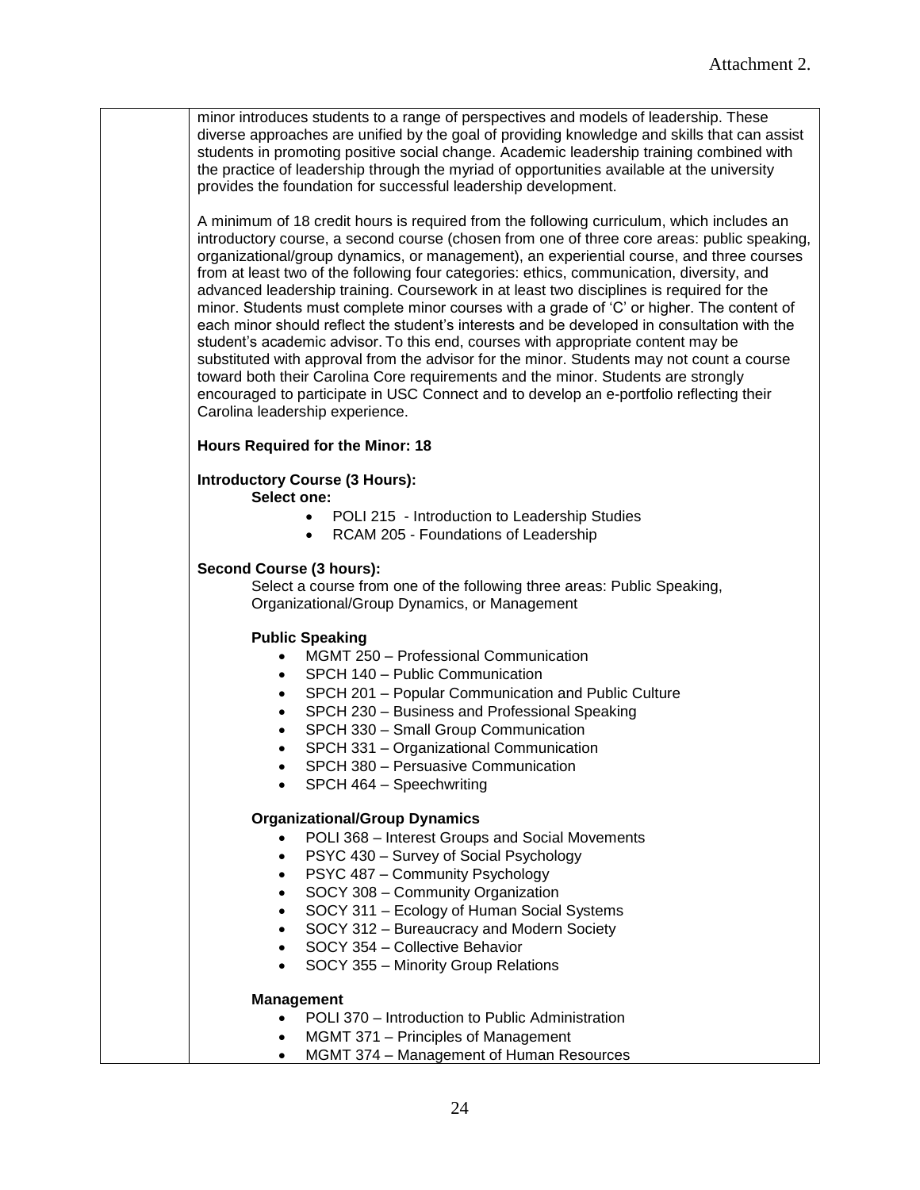Attachment 2.

minor introduces students to a range of perspectives and models of leadership. These diverse approaches are unified by the goal of providing knowledge and skills that can assist students in promoting positive social change. Academic leadership training combined with the practice of leadership through the myriad of opportunities available at the university provides the foundation for successful leadership development.

A minimum of 18 credit hours is required from the following curriculum, which includes an introductory course, a second course (chosen from one of three core areas: public speaking, organizational/group dynamics, or management), an experiential course, and three courses from at least two of the following four categories: ethics, communication, diversity, and advanced leadership training. Coursework in at least two disciplines is required for the minor. Students must complete minor courses with a grade of 'C' or higher. The content of each minor should reflect the student's interests and be developed in consultation with the student's academic advisor. To this end, courses with appropriate content may be substituted with approval from the advisor for the minor. Students may not count a course toward both their Carolina Core requirements and the minor. Students are strongly encouraged to participate in USC Connect and to develop an e-portfolio reflecting their Carolina leadership experience.

**Hours Required for the Minor: 18**

**Introductory Course (3 Hours):**

**Select one:**

- POLI 215 - Introduction to Leadership Studies
- RCAM 205 - Foundations of Leadership

**Second Course (3 hours):**

Select a course from one of the following three areas: Public Speaking, Organizational/Group Dynamics, or Management

**Public Speaking**

- MGMT 250 – Professional Communication
- SPCH 140 – Public Communication
- SPCH 201 – Popular Communication and Public Culture
- SPCH 230 – Business and Professional Speaking
- SPCH 330 – Small Group Communication
- SPCH 331 – Organizational Communication
- SPCH 380 – Persuasive Communication
- SPCH 464 – Speechwriting

**Organizational/Group Dynamics**

- POLI 368 – Interest Groups and Social Movements
- PSYC 430 – Survey of Social Psychology
- PSYC 487 – Community Psychology
- SOCY 308 – Community Organization
- SOCY 311 – Ecology of Human Social Systems
- SOCY 312 – Bureaucracy and Modern Society
- SOCY 354 – Collective Behavior
- SOCY 355 – Minority Group Relations

**Management**

- POLI 370 – Introduction to Public Administration
- MGMT 371 – Principles of Management
- MGMT 374 – Management of Human Resources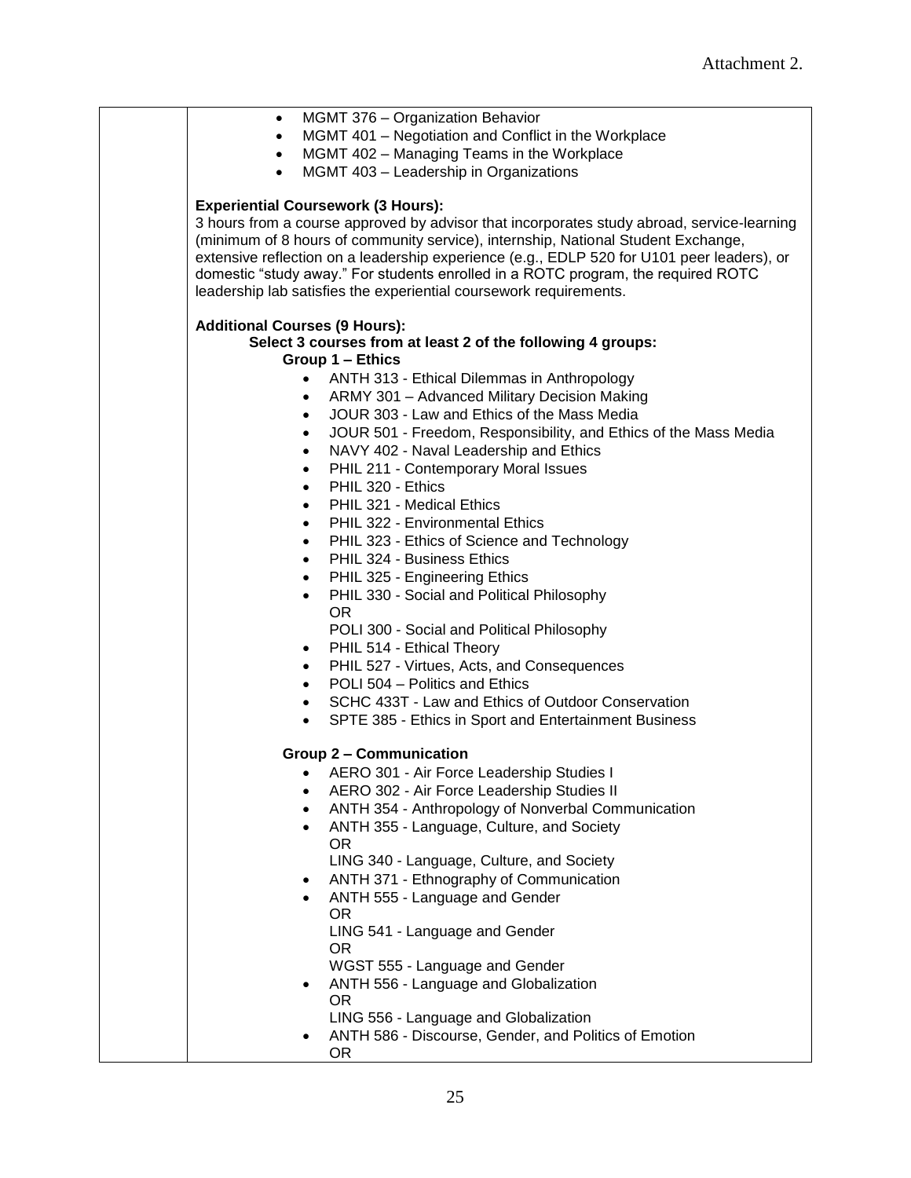Attachment 2.

- MGMT 376 – Organization Behavior
- MGMT 401 – Negotiation and Conflict in the Workplace
- MGMT 402 – Managing Teams in the Workplace
- MGMT 403 – Leadership in Organizations

**Experiential Coursework (3 Hours):**
3 hours from a course approved by advisor that incorporates study abroad, service-learning (minimum of 8 hours of community service), internship, National Student Exchange, extensive reflection on a leadership experience (e.g., EDLP 520 for U101 peer leaders), or domestic "study away." For students enrolled in a ROTC program, the required ROTC leadership lab satisfies the experiential coursework requirements.

**Additional Courses (9 Hours):**

**Select 3 courses from at least 2 of the following 4 groups:**

**Group 1 – Ethics**

- ANTH 313 - Ethical Dilemmas in Anthropology
- ARMY 301 – Advanced Military Decision Making
- JOUR 303 - Law and Ethics of the Mass Media
- JOUR 501 - Freedom, Responsibility, and Ethics of the Mass Media
- NAVY 402 - Naval Leadership and Ethics
- PHIL 211 - Contemporary Moral Issues
- PHIL 320 - Ethics
- PHIL 321 - Medical Ethics
- PHIL 322 - Environmental Ethics
- PHIL 323 - Ethics of Science and Technology
- PHIL 324 - Business Ethics
- PHIL 325 - Engineering Ethics
- PHIL 330 - Social and Political Philosophy
  OR
  POLI 300 - Social and Political Philosophy
- PHIL 514 - Ethical Theory
- PHIL 527 - Virtues, Acts, and Consequences
- POLI 504 – Politics and Ethics
- SCHC 433T - Law and Ethics of Outdoor Conservation
- SPTE 385 - Ethics in Sport and Entertainment Business

**Group 2 – Communication**

- AERO 301 - Air Force Leadership Studies I
- AERO 302 - Air Force Leadership Studies II
- ANTH 354 - Anthropology of Nonverbal Communication
- ANTH 355 - Language, Culture, and Society
  OR
  LING 340 - Language, Culture, and Society
- ANTH 371 - Ethnography of Communication
- ANTH 555 - Language and Gender
  OR
  LING 541 - Language and Gender
  OR
  WGST 555 - Language and Gender
- ANTH 556 - Language and Globalization
  OR
  LING 556 - Language and Globalization
- ANTH 586 - Discourse, Gender, and Politics of Emotion
  OR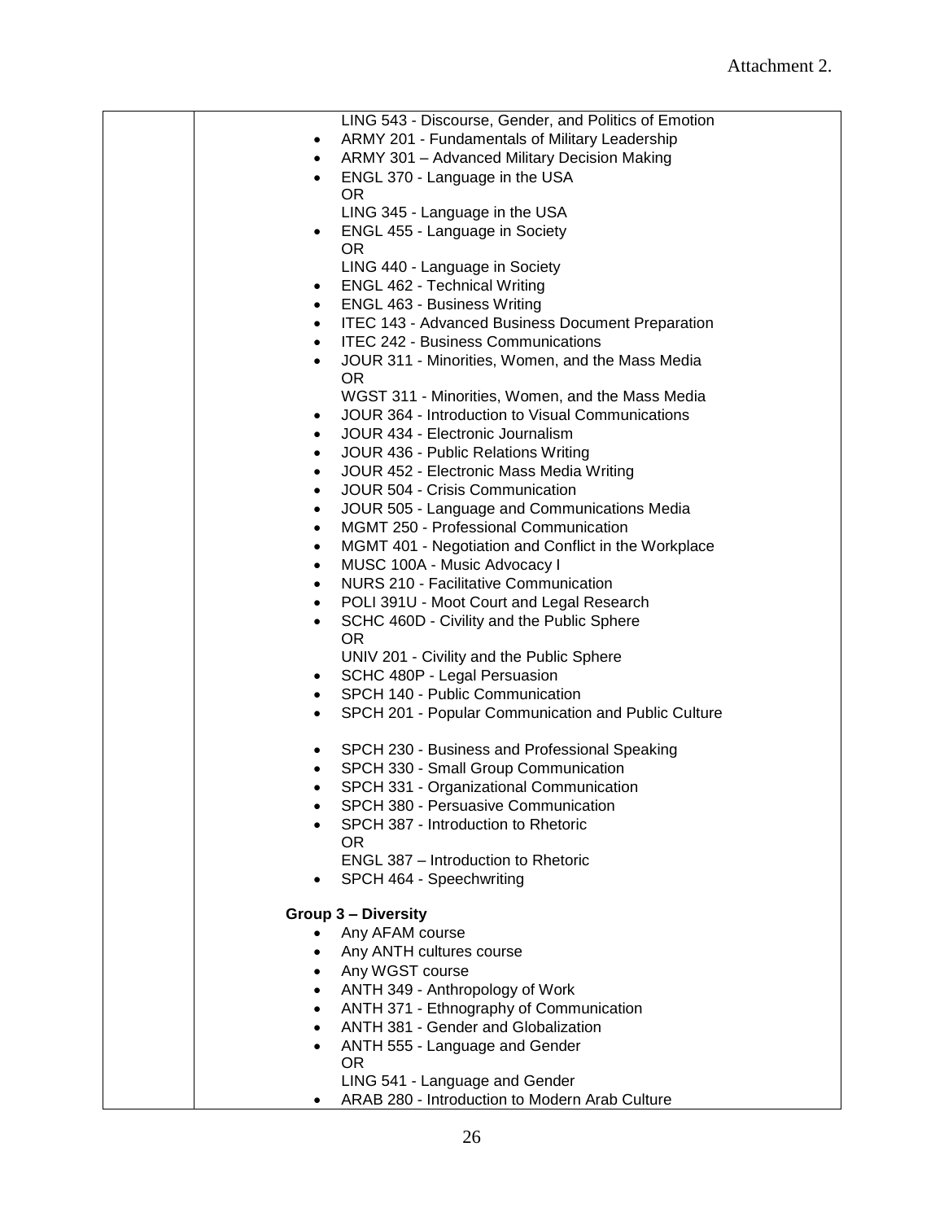LING 543 - Discourse, Gender, and Politics of Emotion

- ARMY 201 - Fundamentals of Military Leadership
- ARMY 301 – Advanced Military Decision Making
- ENGL 370 - Language in the USA
  OR
  LING 345 - Language in the USA
- ENGL 455 - Language in Society
  OR
  LING 440 - Language in Society
- ENGL 462 - Technical Writing
- ENGL 463 - Business Writing
- ITEC 143 - Advanced Business Document Preparation
- ITEC 242 - Business Communications
- JOUR 311 - Minorities, Women, and the Mass Media
  OR
  WGST 311 - Minorities, Women, and the Mass Media
- JOUR 364 - Introduction to Visual Communications
- JOUR 434 - Electronic Journalism
- JOUR 436 - Public Relations Writing
- JOUR 452 - Electronic Mass Media Writing
- JOUR 504 - Crisis Communication
- JOUR 505 - Language and Communications Media
- MGMT 250 - Professional Communication
- MGMT 401 - Negotiation and Conflict in the Workplace
- MUSC 100A - Music Advocacy I
- NURS 210 - Facilitative Communication
- POLI 391U - Moot Court and Legal Research
- SCHC 460D - Civility and the Public Sphere
  OR
  UNIV 201 - Civility and the Public Sphere
- SCHC 480P - Legal Persuasion
- SPCH 140 - Public Communication
- SPCH 201 - Popular Communication and Public Culture
- SPCH 230 - Business and Professional Speaking
- SPCH 330 - Small Group Communication
- SPCH 331 - Organizational Communication
- SPCH 380 - Persuasive Communication
- SPCH 387 - Introduction to Rhetoric
  OR
  ENGL 387 – Introduction to Rhetoric
- SPCH 464 - Speechwriting

**Group 3 – Diversity**

- Any AFAM course
- Any ANTH cultures course
- Any WGST course
- ANTH 349 - Anthropology of Work
- ANTH 371 - Ethnography of Communication
- ANTH 381 - Gender and Globalization
- ANTH 555 - Language and Gender
  OR
  LING 541 - Language and Gender
- ARAB 280 - Introduction to Modern Arab Culture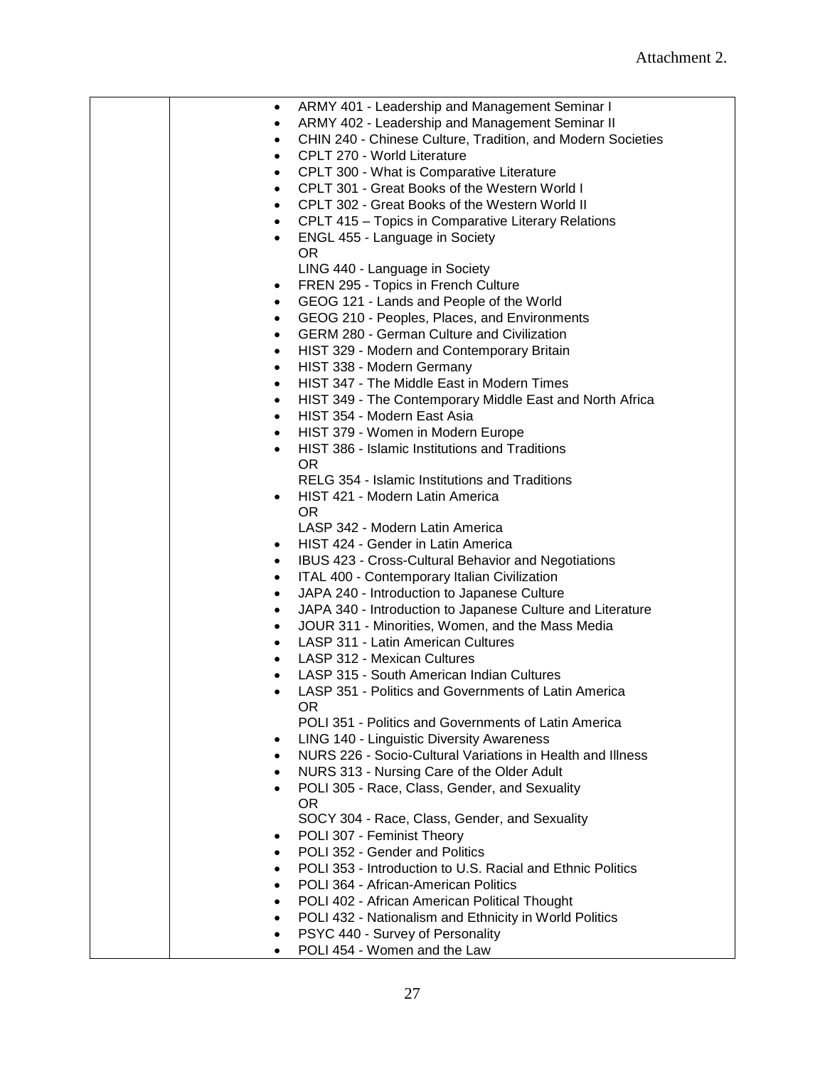Attachment 2.

| | |
|---|---|
| | • ARMY 401 - Leadership and Management Seminar I<br>• ARMY 402 - Leadership and Management Seminar II<br>• CHIN 240 - Chinese Culture, Tradition, and Modern Societies<br>• CPLT 270 - World Literature<br>• CPLT 300 - What is Comparative Literature<br>• CPLT 301 - Great Books of the Western World I<br>• CPLT 302 - Great Books of the Western World II<br>• CPLT 415 – Topics in Comparative Literary Relations<br>• ENGL 455 - Language in Society<br>OR<br>LING 440 - Language in Society<br>• FREN 295 - Topics in French Culture<br>• GEOG 121 - Lands and People of the World<br>• GEOG 210 - Peoples, Places, and Environments<br>• GERM 280 - German Culture and Civilization<br>• HIST 329 - Modern and Contemporary Britain<br>• HIST 338 - Modern Germany<br>• HIST 347 - The Middle East in Modern Times<br>• HIST 349 - The Contemporary Middle East and North Africa<br>• HIST 354 - Modern East Asia<br>• HIST 379 - Women in Modern Europe<br>• HIST 386 - Islamic Institutions and Traditions<br>OR<br>RELG 354 - Islamic Institutions and Traditions<br>• HIST 421 - Modern Latin America<br>OR<br>LASP 342 - Modern Latin America<br>• HIST 424 - Gender in Latin America<br>• IBUS 423 - Cross-Cultural Behavior and Negotiations<br>• ITAL 400 - Contemporary Italian Civilization<br>• JAPA 240 - Introduction to Japanese Culture<br>• JAPA 340 - Introduction to Japanese Culture and Literature<br>• JOUR 311 - Minorities, Women, and the Mass Media<br>• LASP 311 - Latin American Cultures<br>• LASP 312 - Mexican Cultures<br>• LASP 315 - South American Indian Cultures<br>• LASP 351 - Politics and Governments of Latin America<br>OR<br>POLI 351 - Politics and Governments of Latin America<br>• LING 140 - Linguistic Diversity Awareness<br>• NURS 226 - Socio-Cultural Variations in Health and Illness<br>• NURS 313 - Nursing Care of the Older Adult<br>• POLI 305 - Race, Class, Gender, and Sexuality<br>OR<br>SOCY 304 - Race, Class, Gender, and Sexuality<br>• POLI 307 - Feminist Theory<br>• POLI 352 - Gender and Politics<br>• POLI 353 - Introduction to U.S. Racial and Ethnic Politics<br>• POLI 364 - African-American Politics<br>• POLI 402 - African American Political Thought<br>• POLI 432 - Nationalism and Ethnicity in World Politics<br>• PSYC 440 - Survey of Personality<br>• POLI 454 - Women and the Law |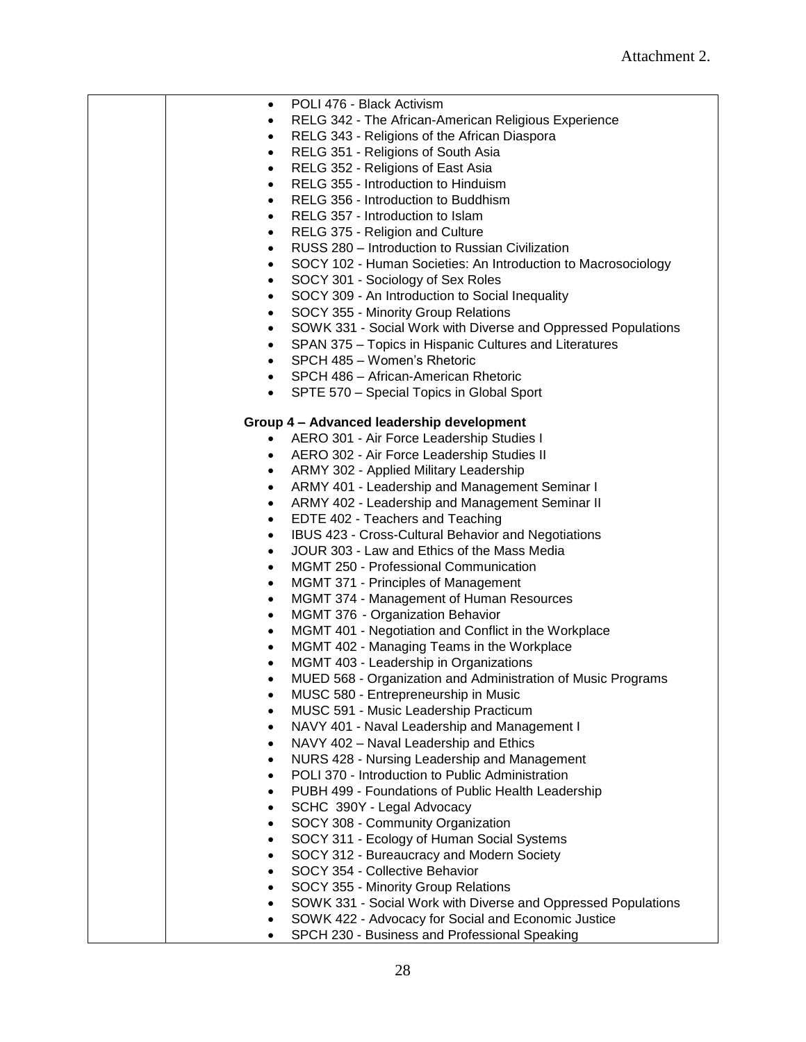Attachment 2.

- POLI 476 - Black Activism
- RELG 342 - The African-American Religious Experience
- RELG 343 - Religions of the African Diaspora
- RELG 351 - Religions of South Asia
- RELG 352 - Religions of East Asia
- RELG 355 - Introduction to Hinduism
- RELG 356 - Introduction to Buddhism
- RELG 357 - Introduction to Islam
- RELG 375 - Religion and Culture
- RUSS 280 – Introduction to Russian Civilization
- SOCY 102 - Human Societies: An Introduction to Macrosociology
- SOCY 301 - Sociology of Sex Roles
- SOCY 309 - An Introduction to Social Inequality
- SOCY 355 - Minority Group Relations
- SOWK 331 - Social Work with Diverse and Oppressed Populations
- SPAN 375 – Topics in Hispanic Cultures and Literatures
- SPCH 485 – Women's Rhetoric
- SPCH 486 – African-American Rhetoric
- SPTE 570 – Special Topics in Global Sport

**Group 4 – Advanced leadership development**

- AERO 301 - Air Force Leadership Studies I
- AERO 302 - Air Force Leadership Studies II
- ARMY 302 - Applied Military Leadership
- ARMY 401 - Leadership and Management Seminar I
- ARMY 402 - Leadership and Management Seminar II
- EDTE 402 - Teachers and Teaching
- IBUS 423 - Cross-Cultural Behavior and Negotiations
- JOUR 303 - Law and Ethics of the Mass Media
- MGMT 250 - Professional Communication
- MGMT 371 - Principles of Management
- MGMT 374 - Management of Human Resources
- MGMT 376 - Organization Behavior
- MGMT 401 - Negotiation and Conflict in the Workplace
- MGMT 402 - Managing Teams in the Workplace
- MGMT 403 - Leadership in Organizations
- MUED 568 - Organization and Administration of Music Programs
- MUSC 580 - Entrepreneurship in Music
- MUSC 591 - Music Leadership Practicum
- NAVY 401 - Naval Leadership and Management I
- NAVY 402 – Naval Leadership and Ethics
- NURS 428 - Nursing Leadership and Management
- POLI 370 - Introduction to Public Administration
- PUBH 499 - Foundations of Public Health Leadership
- SCHC 390Y - Legal Advocacy
- SOCY 308 - Community Organization
- SOCY 311 - Ecology of Human Social Systems
- SOCY 312 - Bureaucracy and Modern Society
- SOCY 354 - Collective Behavior
- SOCY 355 - Minority Group Relations
- SOWK 331 - Social Work with Diverse and Oppressed Populations
- SOWK 422 - Advocacy for Social and Economic Justice
- SPCH 230 - Business and Professional Speaking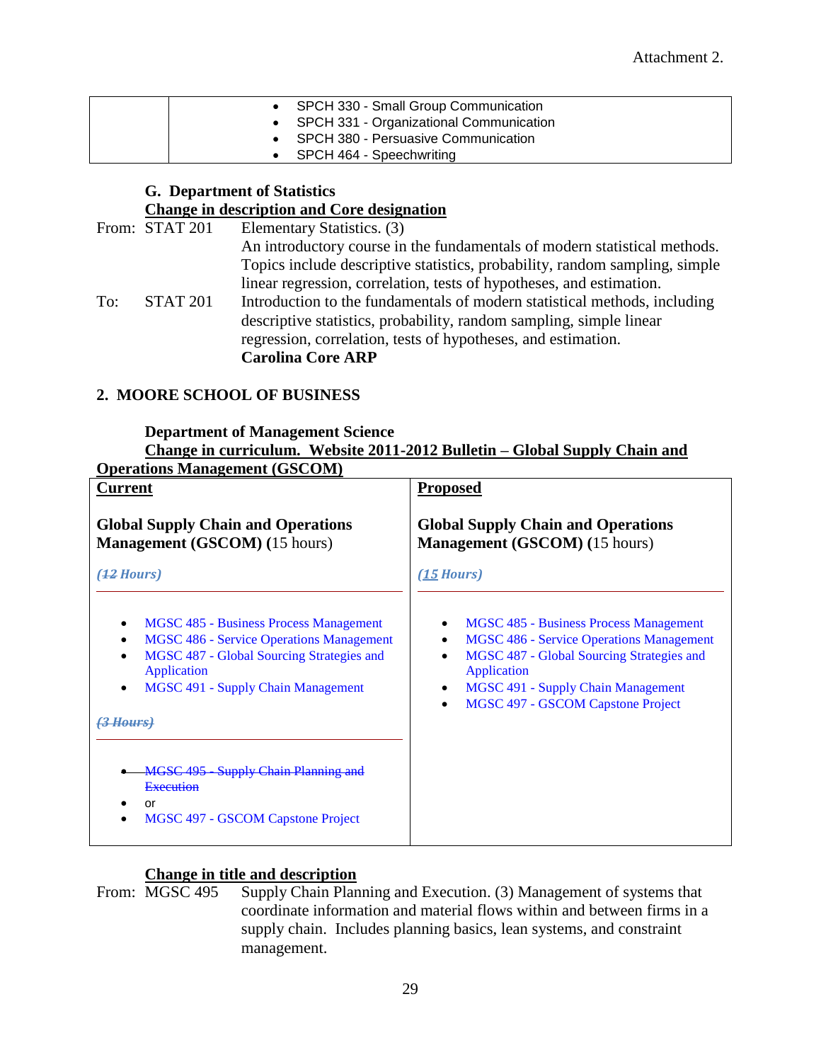Attachment 2.

| | |
|---|---|
| | • SPCH 330 - Small Group Communication<br>• SPCH 331 - Organizational Communication<br>• SPCH 380 - Persuasive Communication<br>• SPCH 464 - Speechwriting |

### G. Department of Statistics

**Change in description and Core designation**

From: STAT 201 Elementary Statistics. (3)
An introductory course in the fundamentals of modern statistical methods. Topics include descriptive statistics, probability, random sampling, simple linear regression, correlation, tests of hypotheses, and estimation.

To: STAT 201 Introduction to the fundamentals of modern statistical methods, including descriptive statistics, probability, random sampling, simple linear regression, correlation, tests of hypotheses, and estimation.
**Carolina Core ARP**

## 2. MOORE SCHOOL OF BUSINESS

### Department of Management Science

**Change in curriculum. Website 2011-2012 Bulletin – Global Supply Chain and Operations Management (GSCOM)**

| Current | Proposed |
|---|---|
| **Global Supply Chain and Operations Management (GSCOM) (**15 hours) | **Global Supply Chain and Operations Management (GSCOM) (**15 hours) |
| *(~~12~~ Hours)* | *(15 Hours)* |
| • MGSC 485 - Business Process Management<br>• MGSC 486 - Service Operations Management<br>• MGSC 487 - Global Sourcing Strategies and Application<br>• MGSC 491 - Supply Chain Management | • MGSC 485 - Business Process Management<br>• MGSC 486 - Service Operations Management<br>• MGSC 487 - Global Sourcing Strategies and Application<br>• MGSC 491 - Supply Chain Management<br>• MGSC 497 - GSCOM Capstone Project |
| *~~(3 Hours)~~* | |
| • ~~MGSC 495 - Supply Chain Planning and Execution~~<br>• or<br>• MGSC 497 - GSCOM Capstone Project | |

**Change in title and description**

From: MGSC 495 Supply Chain Planning and Execution. (3) Management of systems that coordinate information and material flows within and between firms in a supply chain. Includes planning basics, lean systems, and constraint management.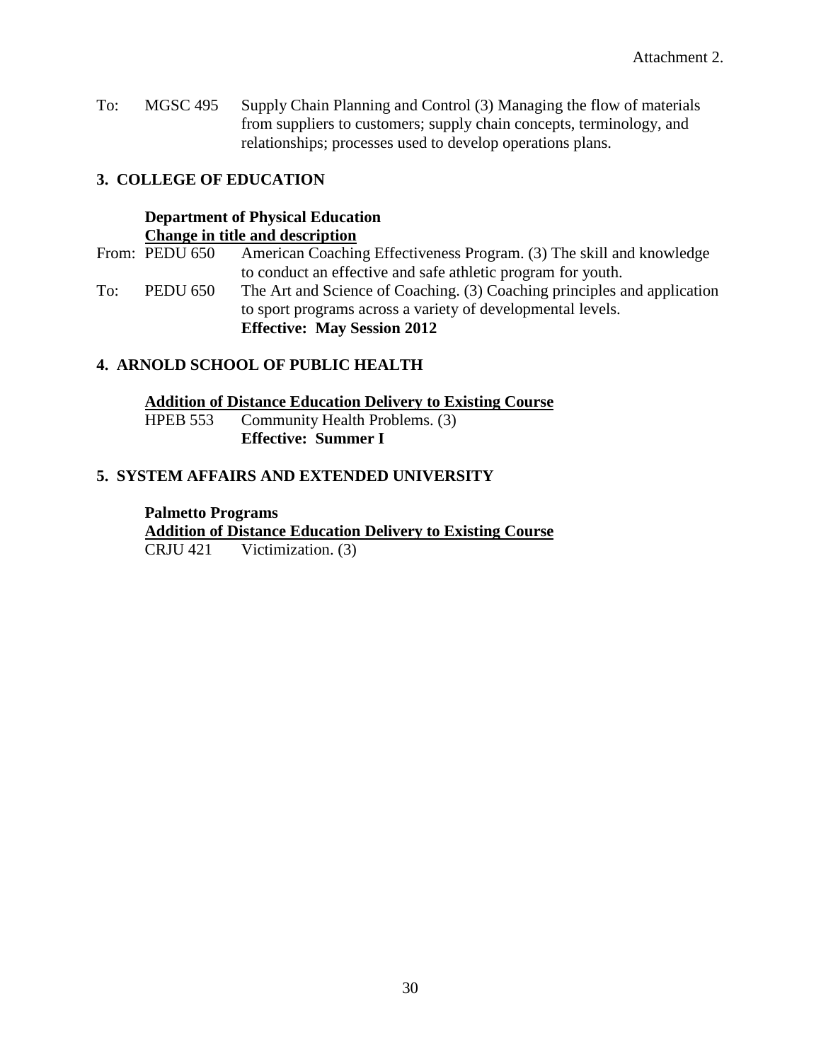Attachment 2.

To: MGSC 495 Supply Chain Planning and Control (3) Managing the flow of materials from suppliers to customers; supply chain concepts, terminology, and relationships; processes used to develop operations plans.

## 3. COLLEGE OF EDUCATION

**Department of Physical Education**

**Change in title and description**

From: PEDU 650 American Coaching Effectiveness Program. (3) The skill and knowledge to conduct an effective and safe athletic program for youth.

To: PEDU 650 The Art and Science of Coaching. (3) Coaching principles and application to sport programs across a variety of developmental levels.

**Effective: May Session 2012**

## 4. ARNOLD SCHOOL OF PUBLIC HEALTH

**Addition of Distance Education Delivery to Existing Course**

HPEB 553 Community Health Problems. (3)

**Effective: Summer I**

## 5. SYSTEM AFFAIRS AND EXTENDED UNIVERSITY

**Palmetto Programs**

**Addition of Distance Education Delivery to Existing Course**

CRJU 421 Victimization. (3)